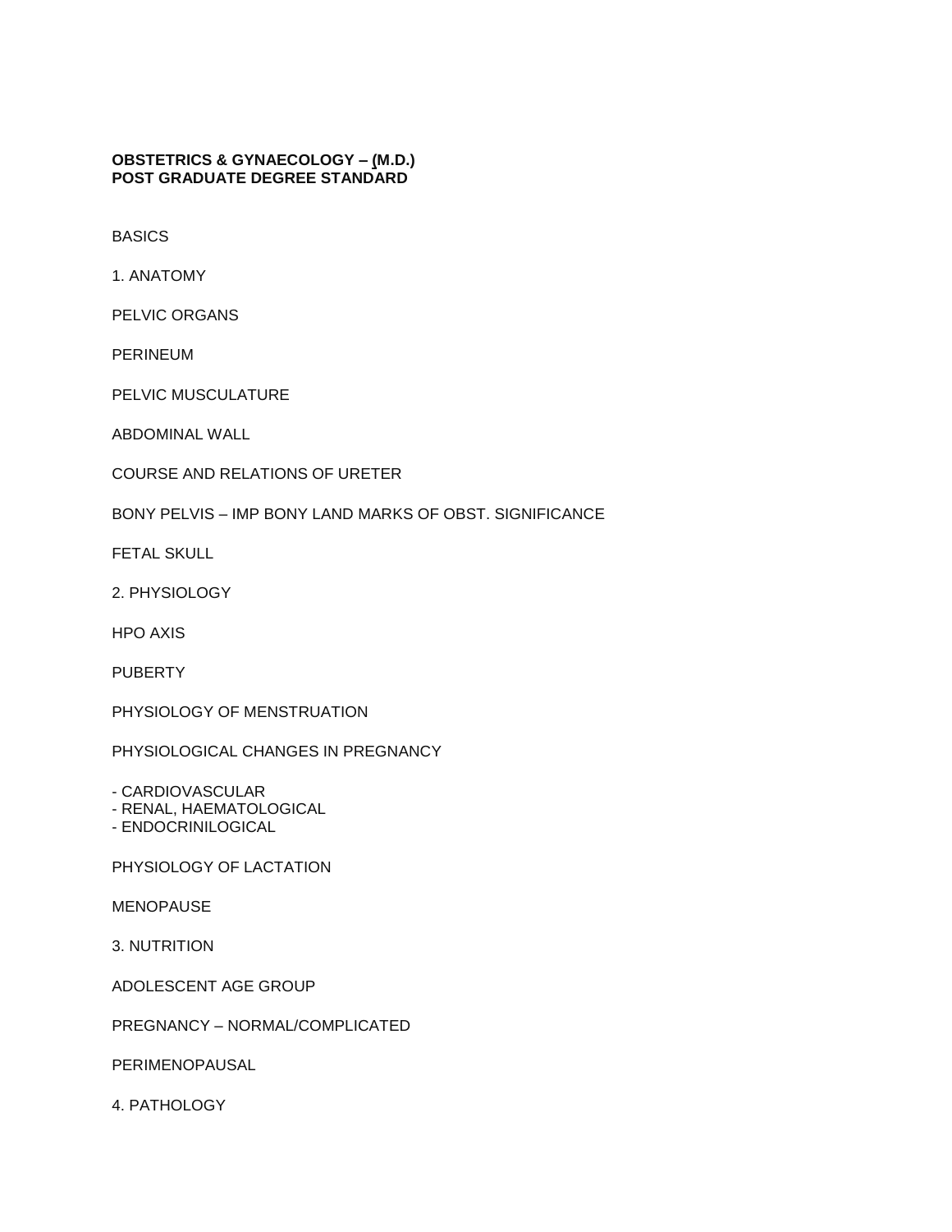**OBSTETRICS & GYNAECOLOGY – (M.D.)**
**POST GRADUATE DEGREE STANDARD**

BASICS

1. ANATOMY

PELVIC ORGANS

PERINEUM

PELVIC MUSCULATURE

ABDOMINAL WALL

COURSE AND RELATIONS OF URETER

BONY PELVIS – IMP BONY LAND MARKS OF OBST. SIGNIFICANCE

FETAL SKULL

2. PHYSIOLOGY

HPO AXIS

PUBERTY

PHYSIOLOGY OF MENSTRUATION

PHYSIOLOGICAL CHANGES IN PREGNANCY

- CARDIOVASCULAR
- RENAL, HAEMATOLOGICAL
- ENDOCRINILOGICAL

PHYSIOLOGY OF LACTATION

MENOPAUSE

3. NUTRITION

ADOLESCENT AGE GROUP

PREGNANCY – NORMAL/COMPLICATED

PERIMENOPAUSAL

4. PATHOLOGY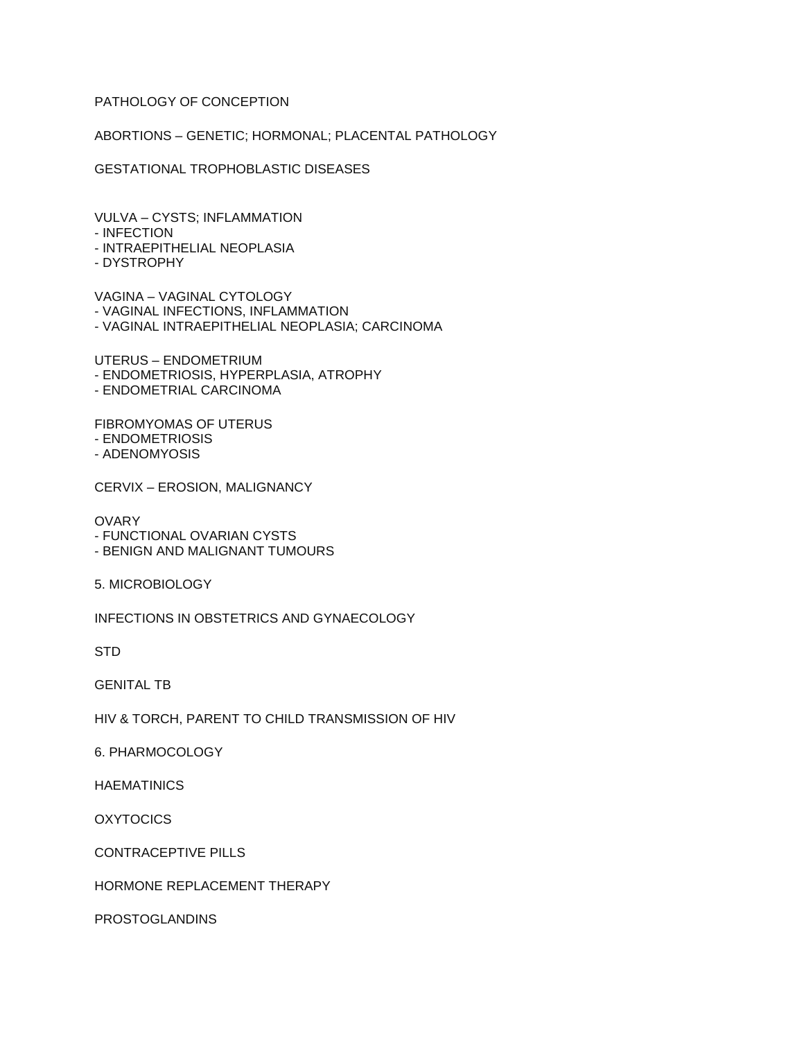PATHOLOGY OF CONCEPTION

ABORTIONS – GENETIC; HORMONAL; PLACENTAL PATHOLOGY

GESTATIONAL TROPHOBLASTIC DISEASES

VULVA – CYSTS; INFLAMMATION
- INFECTION
- INTRAEPITHELIAL NEOPLASIA
- DYSTROPHY

VAGINA – VAGINAL CYTOLOGY
- VAGINAL INFECTIONS, INFLAMMATION
- VAGINAL INTRAEPITHELIAL NEOPLASIA; CARCINOMA

UTERUS – ENDOMETRIUM
- ENDOMETRIOSIS, HYPERPLASIA, ATROPHY
- ENDOMETRIAL CARCINOMA

FIBROMYOMAS OF UTERUS
- ENDOMETRIOSIS
- ADENOMYOSIS

CERVIX – EROSION, MALIGNANCY

OVARY
- FUNCTIONAL OVARIAN CYSTS
- BENIGN AND MALIGNANT TUMOURS

5. MICROBIOLOGY

INFECTIONS IN OBSTETRICS AND GYNAECOLOGY

STD

GENITAL TB

HIV & TORCH, PARENT TO CHILD TRANSMISSION OF HIV

6. PHARMOCOLOGY

HAEMATINICS

OXYTOCICS

CONTRACEPTIVE PILLS

HORMONE REPLACEMENT THERAPY

PROSTOGLANDINS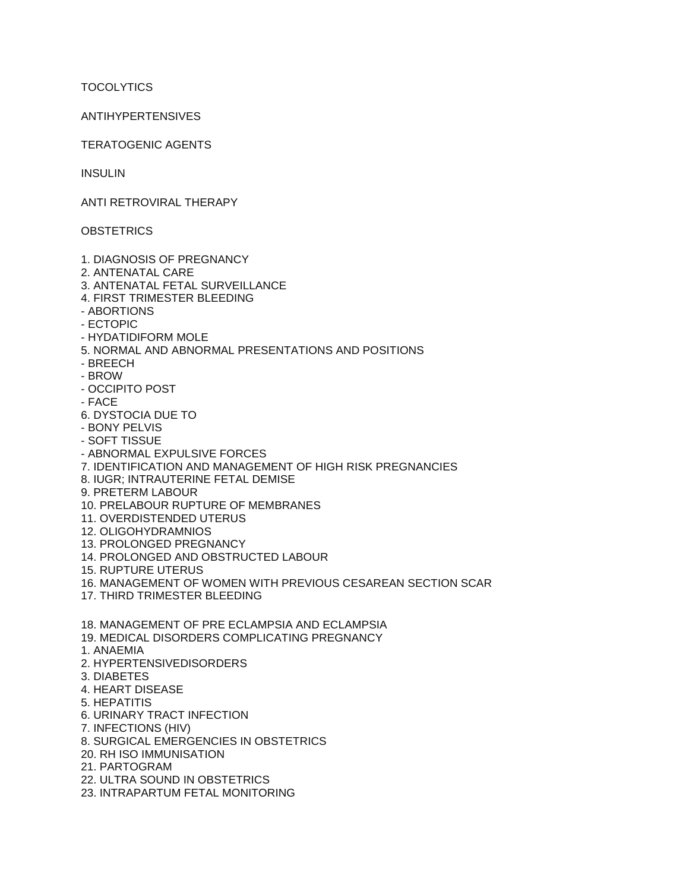TOCOLYTICS

ANTIHYPERTENSIVES

TERATOGENIC AGENTS

INSULIN

ANTI RETROVIRAL THERAPY

OBSTETRICS

1. DIAGNOSIS OF PREGNANCY
2. ANTENATAL CARE
3. ANTENATAL FETAL SURVEILLANCE
4. FIRST TRIMESTER BLEEDING
- ABORTIONS
- ECTOPIC
- HYDATIDIFORM MOLE
5. NORMAL AND ABNORMAL PRESENTATIONS AND POSITIONS
- BREECH
- BROW
- OCCIPITO POST
- FACE
6. DYSTOCIA DUE TO
- BONY PELVIS
- SOFT TISSUE
- ABNORMAL EXPULSIVE FORCES
7. IDENTIFICATION AND MANAGEMENT OF HIGH RISK PREGNANCIES
8. IUGR; INTRAUTERINE FETAL DEMISE
9. PRETERM LABOUR
10. PRELABOUR RUPTURE OF MEMBRANES
11. OVERDISTENDED UTERUS
12. OLIGOHYDRAMNIOS
13. PROLONGED PREGNANCY
14. PROLONGED AND OBSTRUCTED LABOUR
15. RUPTURE UTERUS
16. MANAGEMENT OF WOMEN WITH PREVIOUS CESAREAN SECTION SCAR
17. THIRD TRIMESTER BLEEDING

18. MANAGEMENT OF PRE ECLAMPSIA AND ECLAMPSIA
19. MEDICAL DISORDERS COMPLICATING PREGNANCY
1. ANAEMIA
2. HYPERTENSIVEDISORDERS
3. DIABETES
4. HEART DISEASE
5. HEPATITIS
6. URINARY TRACT INFECTION
7. INFECTIONS (HIV)
8. SURGICAL EMERGENCIES IN OBSTETRICS
20. RH ISO IMMUNISATION
21. PARTOGRAM
22. ULTRA SOUND IN OBSTETRICS
23. INTRAPARTUM FETAL MONITORING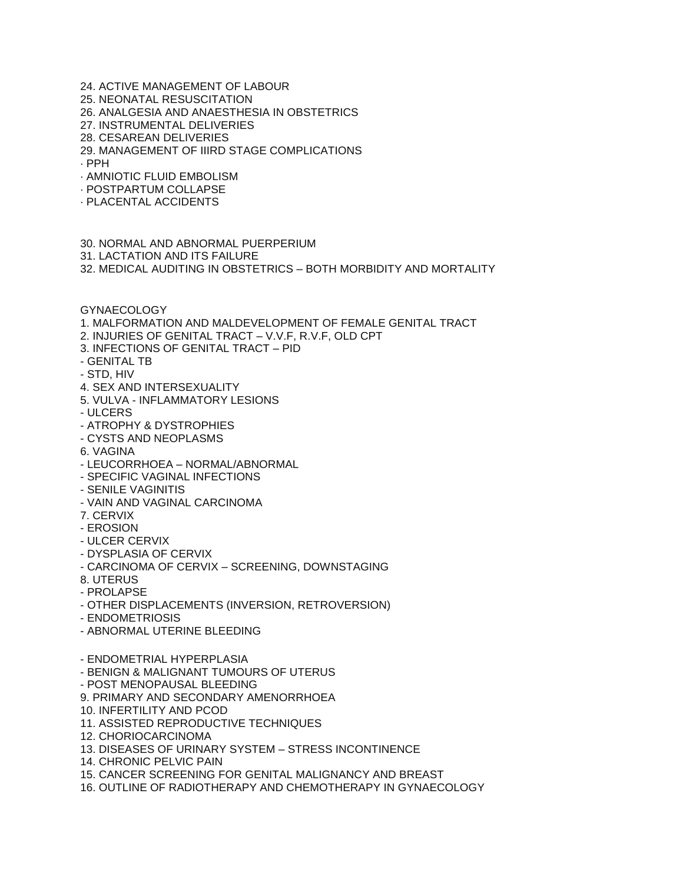24. ACTIVE MANAGEMENT OF LABOUR
25. NEONATAL RESUSCITATION
26. ANALGESIA AND ANAESTHESIA IN OBSTETRICS
27. INSTRUMENTAL DELIVERIES
28. CESAREAN DELIVERIES
29. MANAGEMENT OF IIIRD STAGE COMPLICATIONS

· PPH
· AMNIOTIC FLUID EMBOLISM
· POSTPARTUM COLLAPSE
· PLACENTAL ACCIDENTS

30. NORMAL AND ABNORMAL PUERPERIUM
31. LACTATION AND ITS FAILURE
32. MEDICAL AUDITING IN OBSTETRICS – BOTH MORBIDITY AND MORTALITY

## GYNAECOLOGY

1. MALFORMATION AND MALDEVELOPMENT OF FEMALE GENITAL TRACT
2. INJURIES OF GENITAL TRACT – V.V.F, R.V.F, OLD CPT
3. INFECTIONS OF GENITAL TRACT – PID
   - GENITAL TB
   - STD, HIV
4. SEX AND INTERSEXUALITY
5. VULVA - INFLAMMATORY LESIONS
   - ULCERS
   - ATROPHY & DYSTROPHIES
   - CYSTS AND NEOPLASMS
6. VAGINA
   - LEUCORRHOEA – NORMAL/ABNORMAL
   - SPECIFIC VAGINAL INFECTIONS
   - SENILE VAGINITIS
   - VAIN AND VAGINAL CARCINOMA
7. CERVIX
   - EROSION
   - ULCER CERVIX
   - DYSPLASIA OF CERVIX
   - CARCINOMA OF CERVIX – SCREENING, DOWNSTAGING
8. UTERUS
   - PROLAPSE
   - OTHER DISPLACEMENTS (INVERSION, RETROVERSION)
   - ENDOMETRIOSIS
   - ABNORMAL UTERINE BLEEDING
   - ENDOMETRIAL HYPERPLASIA
   - BENIGN & MALIGNANT TUMOURS OF UTERUS
   - POST MENOPAUSAL BLEEDING
9. PRIMARY AND SECONDARY AMENORRHOEA
10. INFERTILITY AND PCOD
11. ASSISTED REPRODUCTIVE TECHNIQUES
12. CHORIOCARCINOMA
13. DISEASES OF URINARY SYSTEM – STRESS INCONTINENCE
14. CHRONIC PELVIC PAIN
15. CANCER SCREENING FOR GENITAL MALIGNANCY AND BREAST
16. OUTLINE OF RADIOTHERAPY AND CHEMOTHERAPY IN GYNAECOLOGY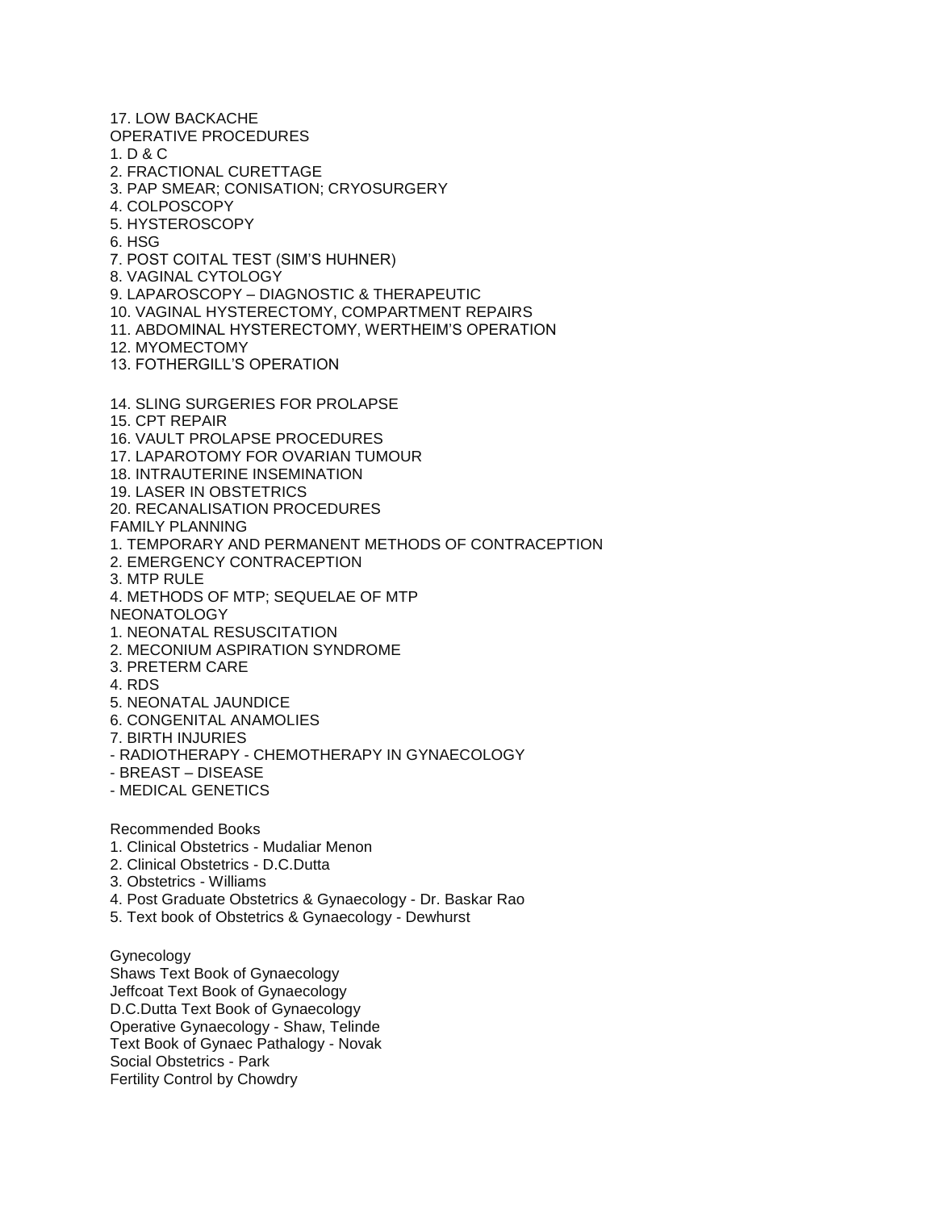17. LOW BACKACHE

OPERATIVE PROCEDURES

1. D & C
2. FRACTIONAL CURETTAGE
3. PAP SMEAR; CONISATION; CRYOSURGERY
4. COLPOSCOPY
5. HYSTEROSCOPY
6. HSG
7. POST COITAL TEST (SIM'S HUHNER)
8. VAGINAL CYTOLOGY
9. LAPAROSCOPY – DIAGNOSTIC & THERAPEUTIC
10. VAGINAL HYSTERECTOMY, COMPARTMENT REPAIRS
11. ABDOMINAL HYSTERECTOMY, WERTHEIM'S OPERATION
12. MYOMECTOMY
13. FOTHERGILL'S OPERATION
14. SLING SURGERIES FOR PROLAPSE
15. CPT REPAIR
16. VAULT PROLAPSE PROCEDURES
17. LAPAROTOMY FOR OVARIAN TUMOUR
18. INTRAUTERINE INSEMINATION
19. LASER IN OBSTETRICS
20. RECANALISATION PROCEDURES

FAMILY PLANNING

1. TEMPORARY AND PERMANENT METHODS OF CONTRACEPTION
2. EMERGENCY CONTRACEPTION
3. MTP RULE
4. METHODS OF MTP; SEQUELAE OF MTP

NEONATOLOGY

1. NEONATAL RESUSCITATION
2. MECONIUM ASPIRATION SYNDROME
3. PRETERM CARE
4. RDS
5. NEONATAL JAUNDICE
6. CONGENITAL ANAMOLIES
7. BIRTH INJURIES

- RADIOTHERAPY - CHEMOTHERAPY IN GYNAECOLOGY
- BREAST – DISEASE
- MEDICAL GENETICS

Recommended Books

1. Clinical Obstetrics - Mudaliar Menon
2. Clinical Obstetrics - D.C.Dutta
3. Obstetrics - Williams
4. Post Graduate Obstetrics & Gynaecology - Dr. Baskar Rao
5. Text book of Obstetrics & Gynaecology - Dewhurst

Gynecology

Shaws Text Book of Gynaecology
Jeffcoat Text Book of Gynaecology
D.C.Dutta Text Book of Gynaecology
Operative Gynaecology - Shaw, Telinde
Text Book of Gynaec Pathalogy - Novak
Social Obstetrics - Park
Fertility Control by Chowdry